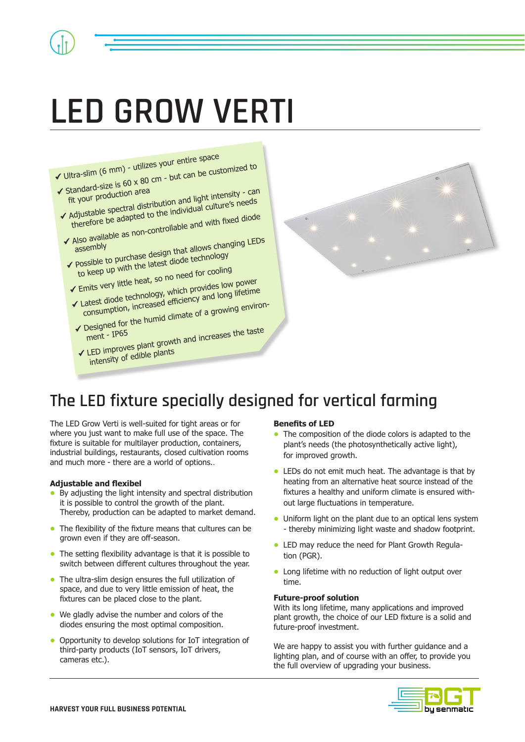# LED GROW VERTI

- ✓ Ultra-slim (6 mm) - utilizes your entire space
- ✓ Standard-size is 60 x 80 cm - but can be customized to fit your production area
- ✓ Adjustable spectral distribution and light intensity - can therefore be adapted to the individual culture's needs
- ✓ Also available as non-controllable and with fixed diode assembly
- ✓ Possible to purchase design that allows changing LEDs to keep up with the latest diode technology
- ✓ Emits very little heat, so no need for cooling
- ✓ Latest diode technology, which provides low power consumption, increased efficiency and long lifetime
- ✓ Designed for the humid climate of a growing environment - IP65
- ✓ LED improves plant growth and increases the taste intensity of edible plants

## The LED fixture specially designed for vertical farming

The LED Grow Verti is well-suited for tight areas or for where you just want to make full use of the space. The fixture is suitable for multilayer production, containers, industrial buildings, restaurants, closed cultivation rooms and much more - there are a world of options..

**Adjustable and flexibel**

- By adjusting the light intensity and spectral distribution it is possible to control the growth of the plant. Thereby, production can be adapted to market demand.
- The flexibility of the fixture means that cultures can be grown even if they are off-season.
- The setting flexibility advantage is that it is possible to switch between different cultures throughout the year.
- The ultra-slim design ensures the full utilization of space, and due to very little emission of heat, the fixtures can be placed close to the plant.
- We gladly advise the number and colors of the diodes ensuring the most optimal composition.
- Opportunity to develop solutions for IoT integration of third-party products (IoT sensors, IoT drivers, cameras etc.).

**Benefits of LED**

- The composition of the diode colors is adapted to the plant's needs (the photosynthetically active light), for improved growth.
- LEDs do not emit much heat. The advantage is that by heating from an alternative heat source instead of the fixtures a healthy and uniform climate is ensured without large fluctuations in temperature.
- Uniform light on the plant due to an optical lens system - thereby minimizing light waste and shadow footprint.
- LED may reduce the need for Plant Growth Regulation (PGR).
- Long lifetime with no reduction of light output over time.

**Future-proof solution**

With its long lifetime, many applications and improved plant growth, the choice of our LED fixture is a solid and future-proof investment.

We are happy to assist you with further guidance and a lighting plan, and of course with an offer, to provide you the full overview of upgrading your business.

HARVEST YOUR FULL BUSINESS POTENTIAL

BGT by senmatic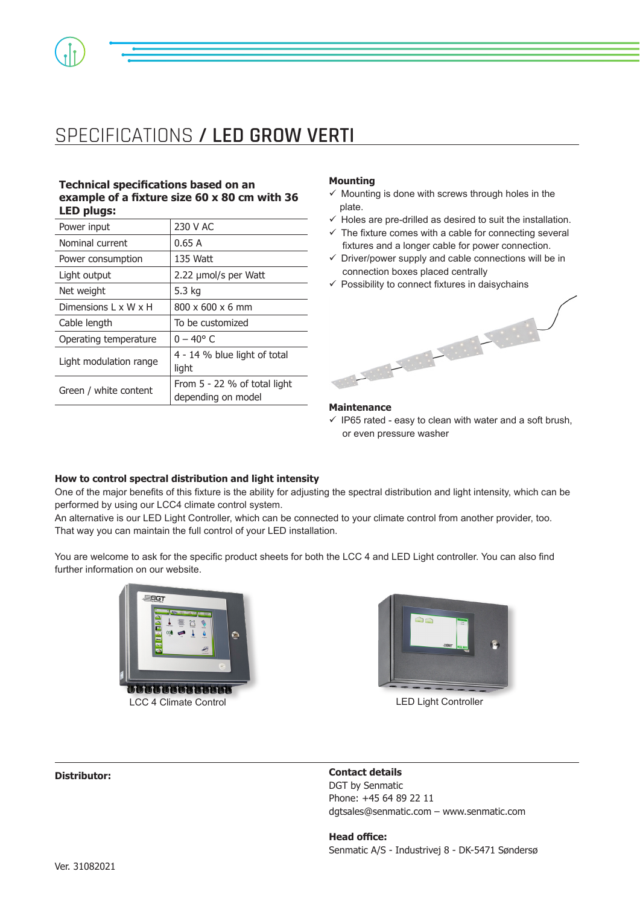# SPECIFICATIONS / LED GROW VERTI

**Technical specifications based on an example of a fixture size 60 x 80 cm with 36 LED plugs:**

| | |
|---|---|
| Power input | 230 V AC |
| Nominal current | 0.65 A |
| Power consumption | 135 Watt |
| Light output | 2.22 µmol/s per Watt |
| Net weight | 5.3 kg |
| Dimensions L x W x H | 800 x 600 x 6 mm |
| Cable length | To be customized |
| Operating temperature | 0 – 40° C |
| Light modulation range | 4 - 14 % blue light of total light |
| Green / white content | From 5 - 22 % of total light depending on model |

**Mounting**

- ✓ Mounting is done with screws through holes in the plate.
- ✓ Holes are pre-drilled as desired to suit the installation.
- ✓ The fixture comes with a cable for connecting several fixtures and a longer cable for power connection.
- ✓ Driver/power supply and cable connections will be in connection boxes placed centrally
- ✓ Possibility to connect fixtures in daisychains

**Maintenance**

- ✓ IP65 rated - easy to clean with water and a soft brush, or even pressure washer

**How to control spectral distribution and light intensity**

One of the major benefits of this fixture is the ability for adjusting the spectral distribution and light intensity, which can be performed by using our LCC4 climate control system.
An alternative is our LED Light Controller, which can be connected to your climate control from another provider, too. That way you can maintain the full control of your LED installation.

You are welcome to ask for the specific product sheets for both the LCC 4 and LED Light controller. You can also find further information on our website.

LCC 4 Climate Control

LED Light Controller

**Distributor:**

**Contact details**
DGT by Senmatic
Phone: +45 64 89 22 11
dgtsales@senmatic.com – www.senmatic.com

**Head office:**
Senmatic A/S - Industrivej 8 - DK-5471 Søndersø

Ver. 31082021